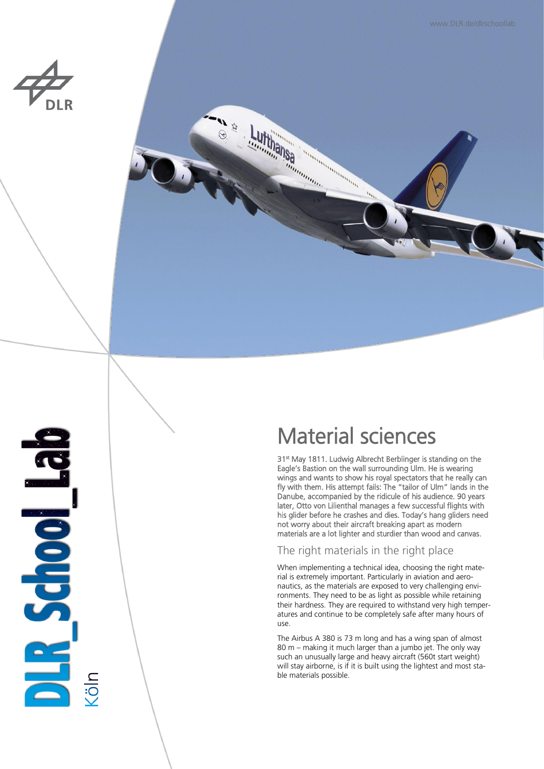# Material sciences

31st May 1811. Ludwig Albrecht Berblinger is standing on the Eagle's Bastion on the wall surrounding Ulm. He is wearing wings and wants to show his royal spectators that he really can fly with them. His attempt fails: The "tailor of Ulm" lands in the Danube, accompanied by the ridicule of his audience. 90 years later, Otto von Lilienthal manages a few successful flights with his glider before he crashes and dies. Today's hang gliders need not worry about their aircraft breaking apart as modern materials are a lot lighter and sturdier than wood and canvas.

## The right materials in the right place

When implementing a technical idea, choosing the right material is extremely important. Particularly in aviation and aeronautics, as the materials are exposed to very challenging environments. They need to be as light as possible while retaining their hardness. They are required to withstand very high temperatures and continue to be completely safe after many hours of use.

The Airbus A 380 is 73 m long and has a wing span of almost 80 m – making it much larger than a jumbo jet. The only way such an unusually large and heavy aircraft (560t start weight) will stay airborne, is if it is built using the lightest and most stable materials possible.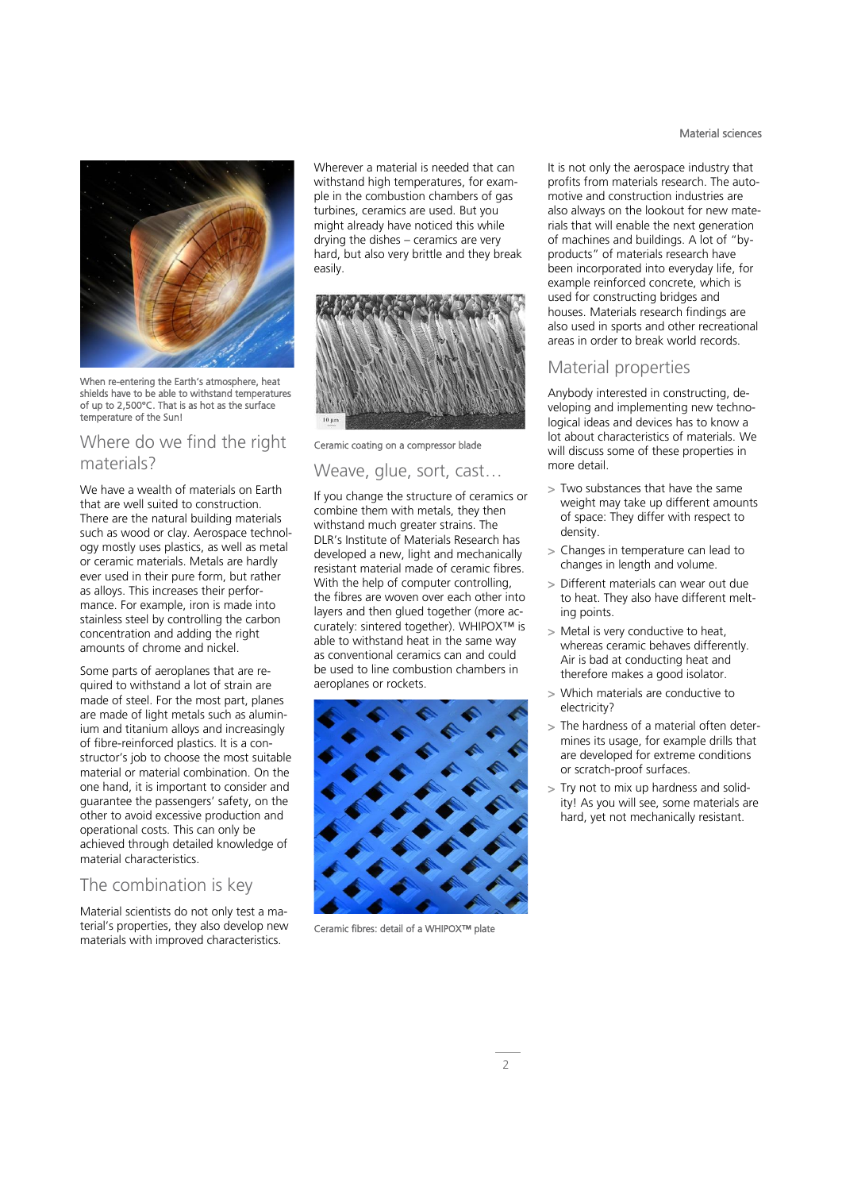When re-entering the Earth's atmosphere, heat shields have to be able to withstand temperatures of up to 2,500°C. That is as hot as the surface temperature of the Sun!

## Where do we find the right materials?

We have a wealth of materials on Earth that are well suited to construction. There are the natural building materials such as wood or clay. Aerospace technology mostly uses plastics, as well as metal or ceramic materials. Metals are hardly ever used in their pure form, but rather as alloys. This increases their performance. For example, iron is made into stainless steel by controlling the carbon concentration and adding the right amounts of chrome and nickel.

Some parts of aeroplanes that are required to withstand a lot of strain are made of steel. For the most part, planes are made of light metals such as aluminium and titanium alloys and increasingly of fibre-reinforced plastics. It is a constructor's job to choose the most suitable material or material combination. On the one hand, it is important to consider and guarantee the passengers' safety, on the other to avoid excessive production and operational costs. This can only be achieved through detailed knowledge of material characteristics.

## The combination is key

Material scientists do not only test a material's properties, they also develop new materials with improved characteristics.

Wherever a material is needed that can withstand high temperatures, for example in the combustion chambers of gas turbines, ceramics are used. But you might already have noticed this while drying the dishes – ceramics are very hard, but also very brittle and they break easily.

Ceramic coating on a compressor blade

## Weave, glue, sort, cast…

If you change the structure of ceramics or combine them with metals, they then withstand much greater strains. The DLR's Institute of Materials Research has developed a new, light and mechanically resistant material made of ceramic fibres. With the help of computer controlling, the fibres are woven over each other into layers and then glued together (more accurately: sintered together). WHIPOX™ is able to withstand heat in the same way as conventional ceramics can and could be used to line combustion chambers in aeroplanes or rockets.

Ceramic fibres: detail of a WHIPOX™ plate

It is not only the aerospace industry that profits from materials research. The automotive and construction industries are also always on the lookout for new materials that will enable the next generation of machines and buildings. A lot of "by-products" of materials research have been incorporated into everyday life, for example reinforced concrete, which is used for constructing bridges and houses. Materials research findings are also used in sports and other recreational areas in order to break world records.

## Material properties

Anybody interested in constructing, developing and implementing new technological ideas and devices has to know a lot about characteristics of materials. We will discuss some of these properties in more detail.

- Two substances that have the same weight may take up different amounts of space: They differ with respect to density.
- Changes in temperature can lead to changes in length and volume.
- Different materials can wear out due to heat. They also have different melting points.
- Metal is very conductive to heat, whereas ceramic behaves differently. Air is bad at conducting heat and therefore makes a good isolator.
- Which materials are conductive to electricity?
- The hardness of a material often determines its usage, for example drills that are developed for extreme conditions or scratch-proof surfaces.
- Try not to mix up hardness and solidity! As you will see, some materials are hard, yet not mechanically resistant.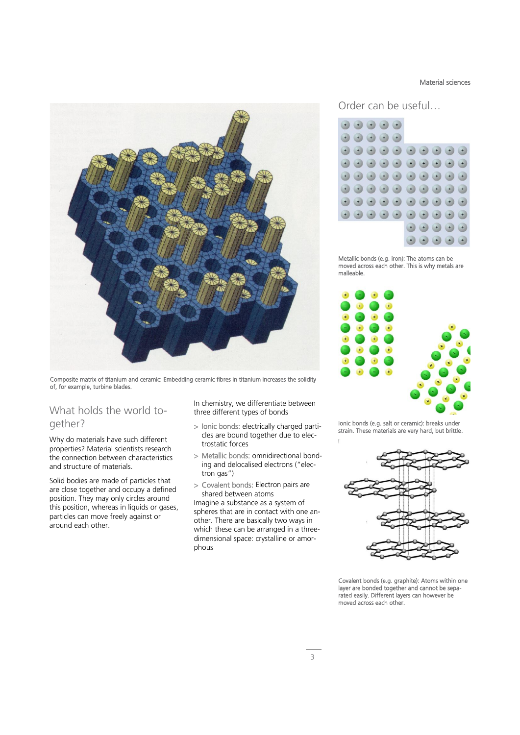Composite matrix of titanium and ceramic: Embedding ceramic fibres in titanium increases the solidity of, for example, turbine blades.

## What holds the world together?

Why do materials have such different properties? Material scientists research the connection between characteristics and structure of materials.

Solid bodies are made of particles that are close together and occupy a defined position. They may only circles around this position, whereas in liquids or gases, particles can move freely against or around each other.

In chemistry, we differentiate between three different types of bonds

- Ionic bonds: electrically charged particles are bound together due to electrostatic forces
- Metallic bonds: omnidirectional bonding and delocalised electrons ("electron gas")
- Covalent bonds: Electron pairs are shared between atoms

Imagine a substance as a system of spheres that are in contact with one another. There are basically two ways in which these can be arranged in a three-dimensional space: crystalline or amorphous

## Order can be useful…

Metallic bonds (e.g. iron): The atoms can be moved across each other. This is why metals are malleable.

Ionic bonds (e.g. salt or ceramic): breaks under strain. These materials are very hard, but brittle.

Covalent bonds (e.g. graphite): Atoms within one layer are bonded together and cannot be separated easily. Different layers can however be moved across each other.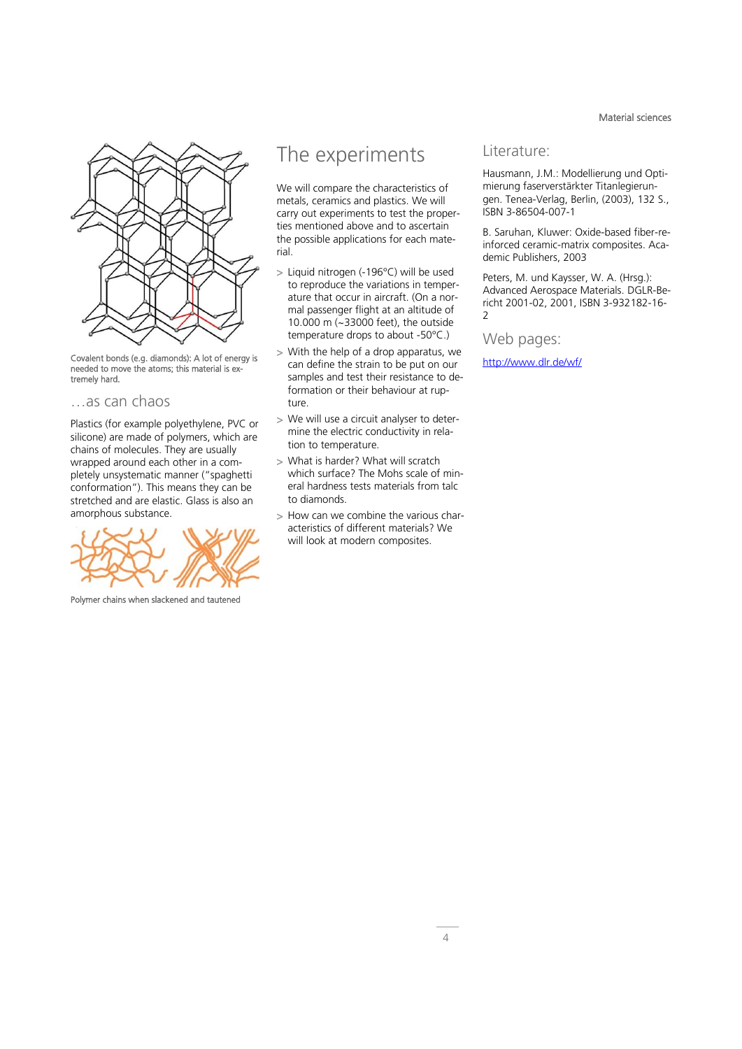Covalent bonds (e.g. diamonds): A lot of energy is needed to move the atoms; this material is extremely hard.

## …as can chaos

Plastics (for example polyethylene, PVC or silicone) are made of polymers, which are chains of molecules. They are usually wrapped around each other in a completely unsystematic manner ("spaghetti conformation"). This means they can be stretched and are elastic. Glass is also an amorphous substance.

Polymer chains when slackened and tautened

# The experiments

We will compare the characteristics of metals, ceramics and plastics. We will carry out experiments to test the properties mentioned above and to ascertain the possible applications for each material.

- Liquid nitrogen (-196°C) will be used to reproduce the variations in temperature that occur in aircraft. (On a normal passenger flight at an altitude of 10.000 m (~33000 feet), the outside temperature drops to about -50°C.)
- With the help of a drop apparatus, we can define the strain to be put on our samples and test their resistance to deformation or their behaviour at rupture.
- We will use a circuit analyser to determine the electric conductivity in relation to temperature.
- What is harder? What will scratch which surface? The Mohs scale of mineral hardness tests materials from talc to diamonds.
- How can we combine the various characteristics of different materials? We will look at modern composites.

## Literature:

Hausmann, J.M.: Modellierung und Optimierung faserverstärkter Titanlegierungen. Tenea-Verlag, Berlin, (2003), 132 S., ISBN 3-86504-007-1

B. Saruhan, Kluwer: Oxide-based fiber-reinforced ceramic-matrix composites. Academic Publishers, 2003

Peters, M. und Kaysser, W. A. (Hrsg.): Advanced Aerospace Materials. DGLR-Bericht 2001-02, 2001, ISBN 3-932182-16-2

## Web pages:

http://www.dlr.de/wf/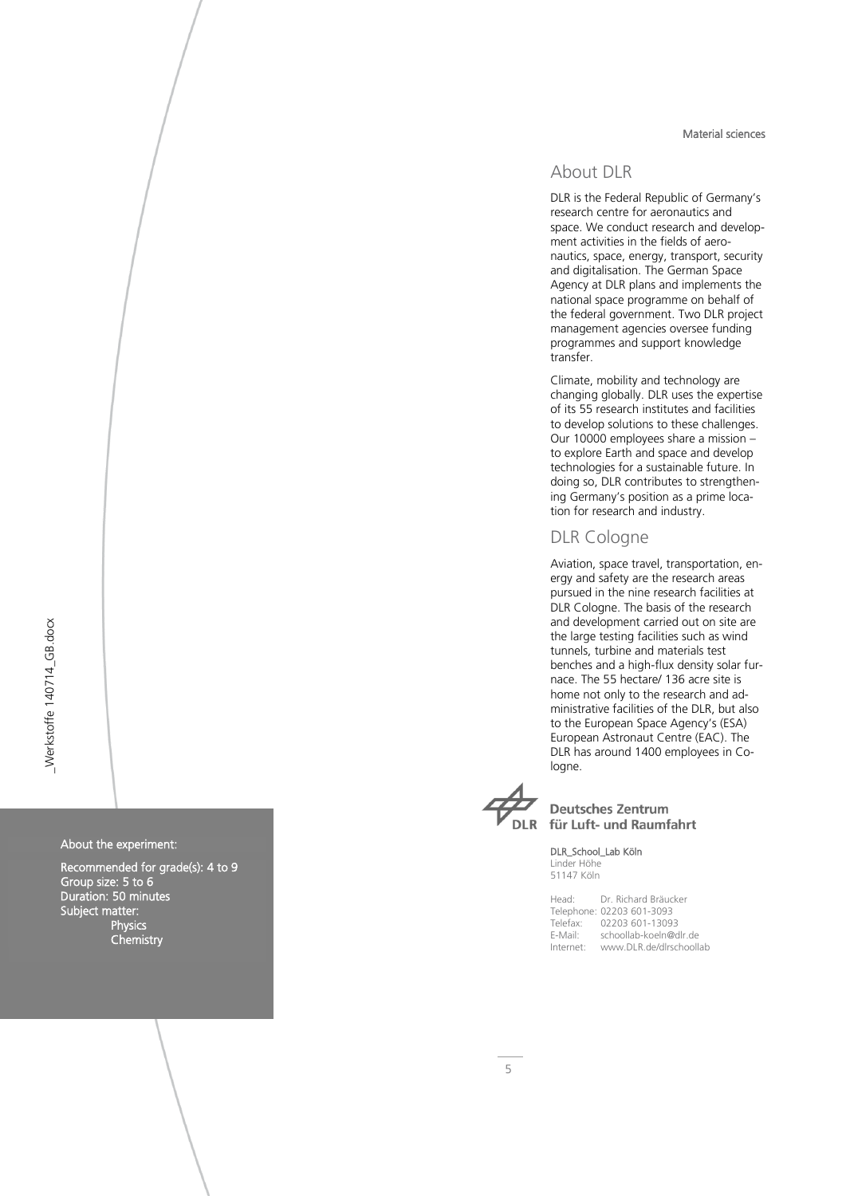Material sciences

## About DLR

DLR is the Federal Republic of Germany's research centre for aeronautics and space. We conduct research and development activities in the fields of aeronautics, space, energy, transport, security and digitalisation. The German Space Agency at DLR plans and implements the national space programme on behalf of the federal government. Two DLR project management agencies oversee funding programmes and support knowledge transfer.

Climate, mobility and technology are changing globally. DLR uses the expertise of its 55 research institutes and facilities to develop solutions to these challenges. Our 10000 employees share a mission – to explore Earth and space and develop technologies for a sustainable future. In doing so, DLR contributes to strengthening Germany's position as a prime location for research and industry.

## DLR Cologne

Aviation, space travel, transportation, energy and safety are the research areas pursued in the nine research facilities at DLR Cologne. The basis of the research and development carried out on site are the large testing facilities such as wind tunnels, turbine and materials test benches and a high-flux density solar furnace. The 55 hectare/ 136 acre site is home not only to the research and administrative facilities of the DLR, but also to the European Space Agency's (ESA) European Astronaut Centre (EAC). The DLR has around 1400 employees in Cologne.

**Deutsches Zentrum für Luft- und Raumfahrt**

**DLR_School_Lab Köln**
Linder Höhe
51147 Köln

Head: Dr. Richard Bräucker
Telephone: 02203 601-3093
Telefax: 02203 601-13093
E-Mail: schoollab-koeln@dlr.de
Internet: www.DLR.de/dlrschoollab

About the experiment:

Recommended for grade(s): 4 to 9
Group size: 5 to 6
Duration: 50 minutes
Subject matter:
- Physics
- Chemistry

_Werkstoffe 140714_GB.docx